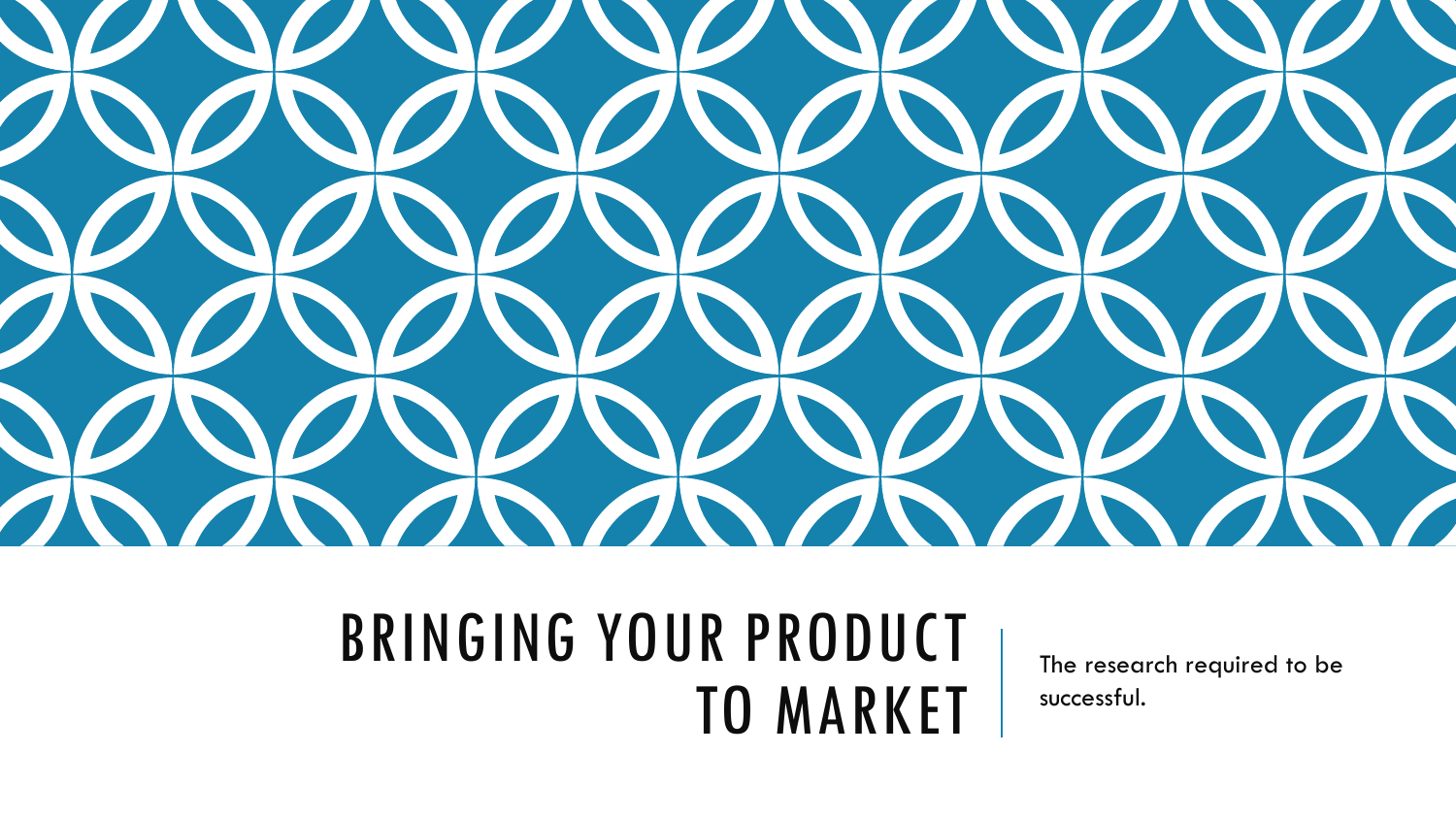# BRINGING YOUR PRODUCT TO MARKET

The research required to be successful.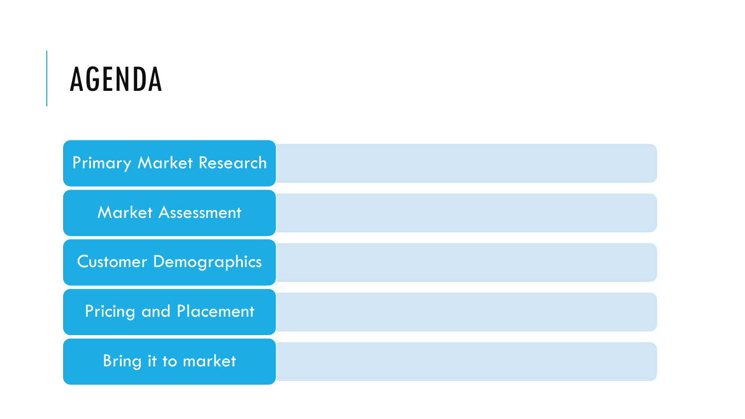# AGENDA

- Primary Market Research
- Market Assessment
- Customer Demographics
- Pricing and Placement
- Bring it to market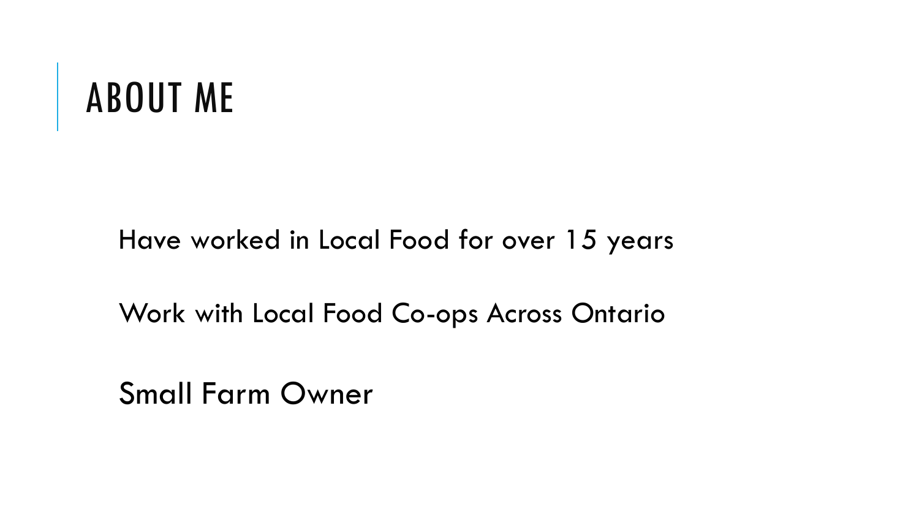# ABOUT ME

Have worked in Local Food for over 15 years

Work with Local Food Co-ops Across Ontario

Small Farm Owner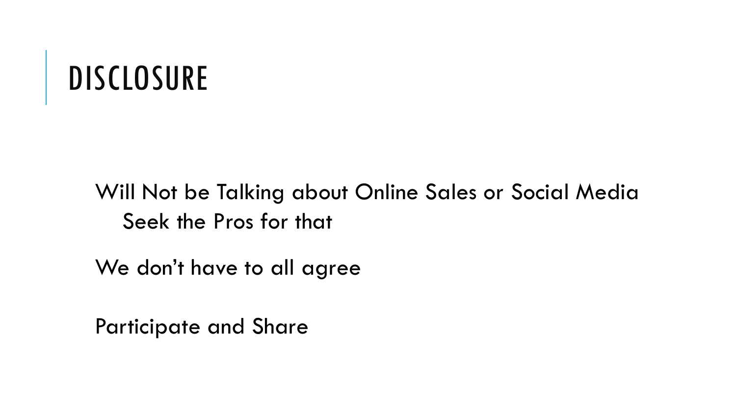# DISCLOSURE

- Will Not be Talking about Online Sales or Social Media
  - Seek the Pros for that
- We don't have to all agree
- Participate and Share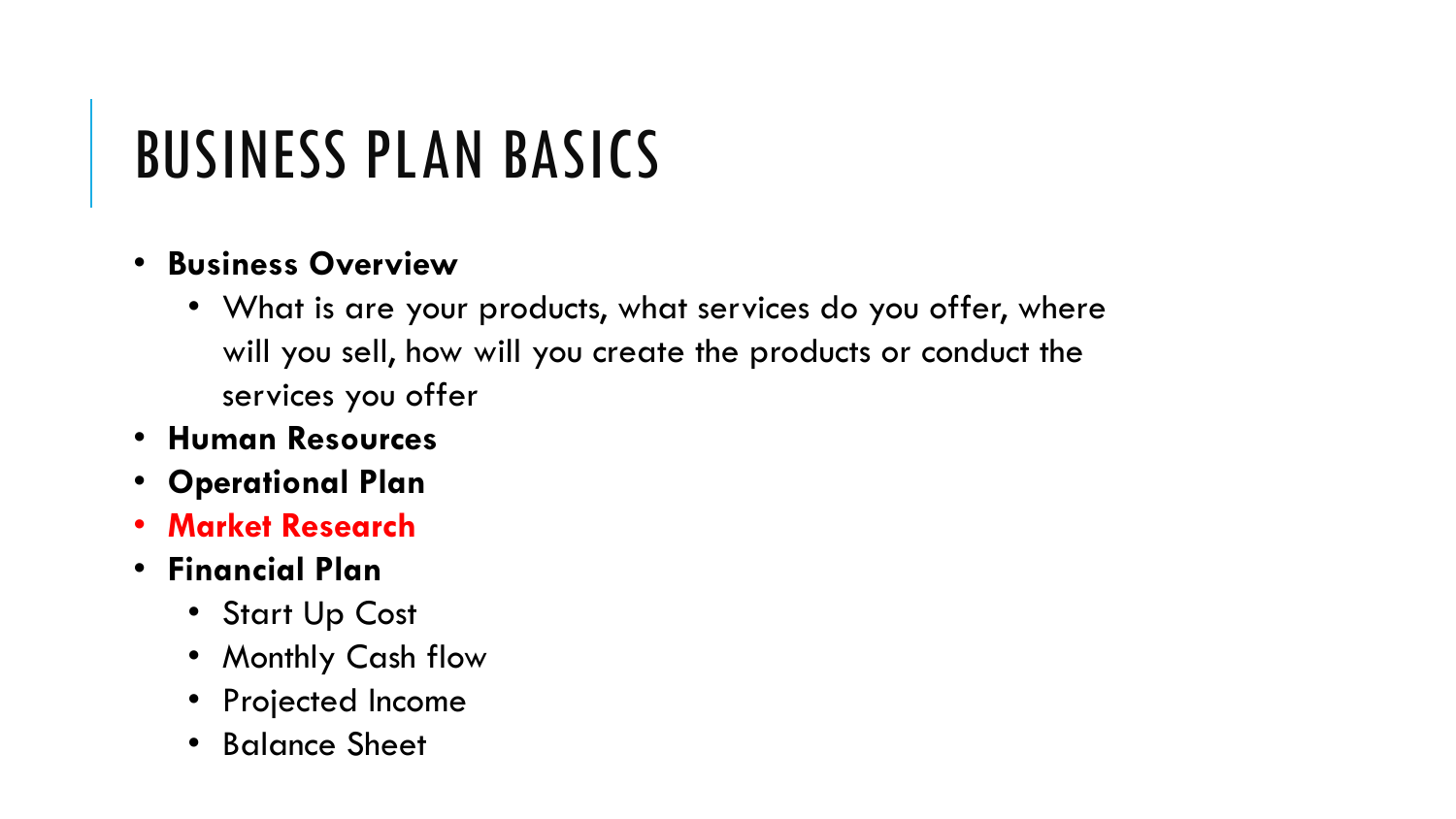# BUSINESS PLAN BASICS

- **Business Overview**
  - What is are your products, what services do you offer, where will you sell, how will you create the products or conduct the services you offer
- **Human Resources**
- **Operational Plan**
- **Market Research**
- **Financial Plan**
  - Start Up Cost
  - Monthly Cash flow
  - Projected Income
  - Balance Sheet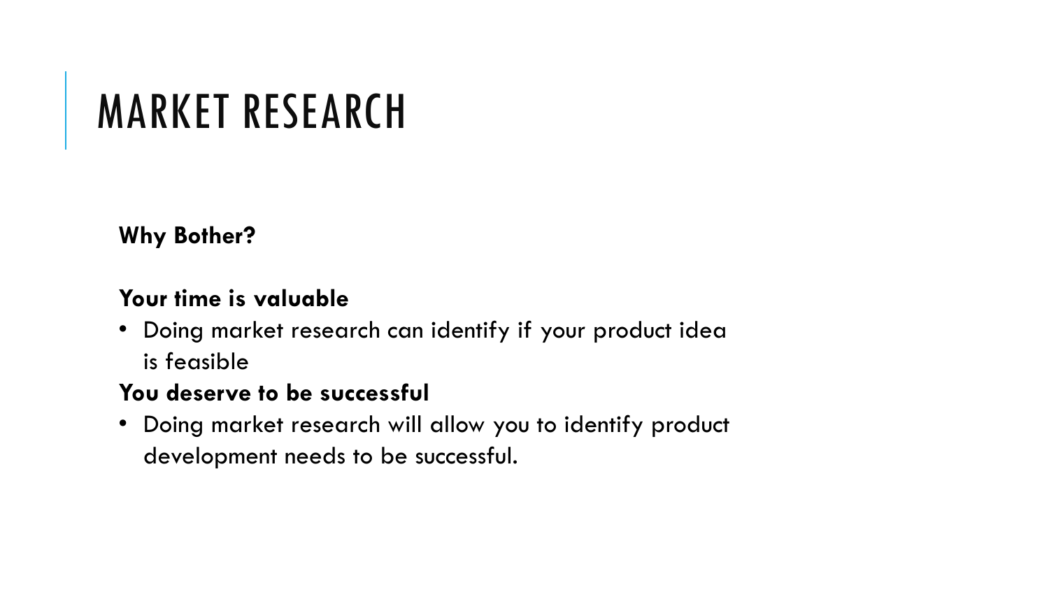# MARKET RESEARCH

**Why Bother?**

**Your time is valuable**

- Doing market research can identify if your product idea is feasible

**You deserve to be successful**

- Doing market research will allow you to identify product development needs to be successful.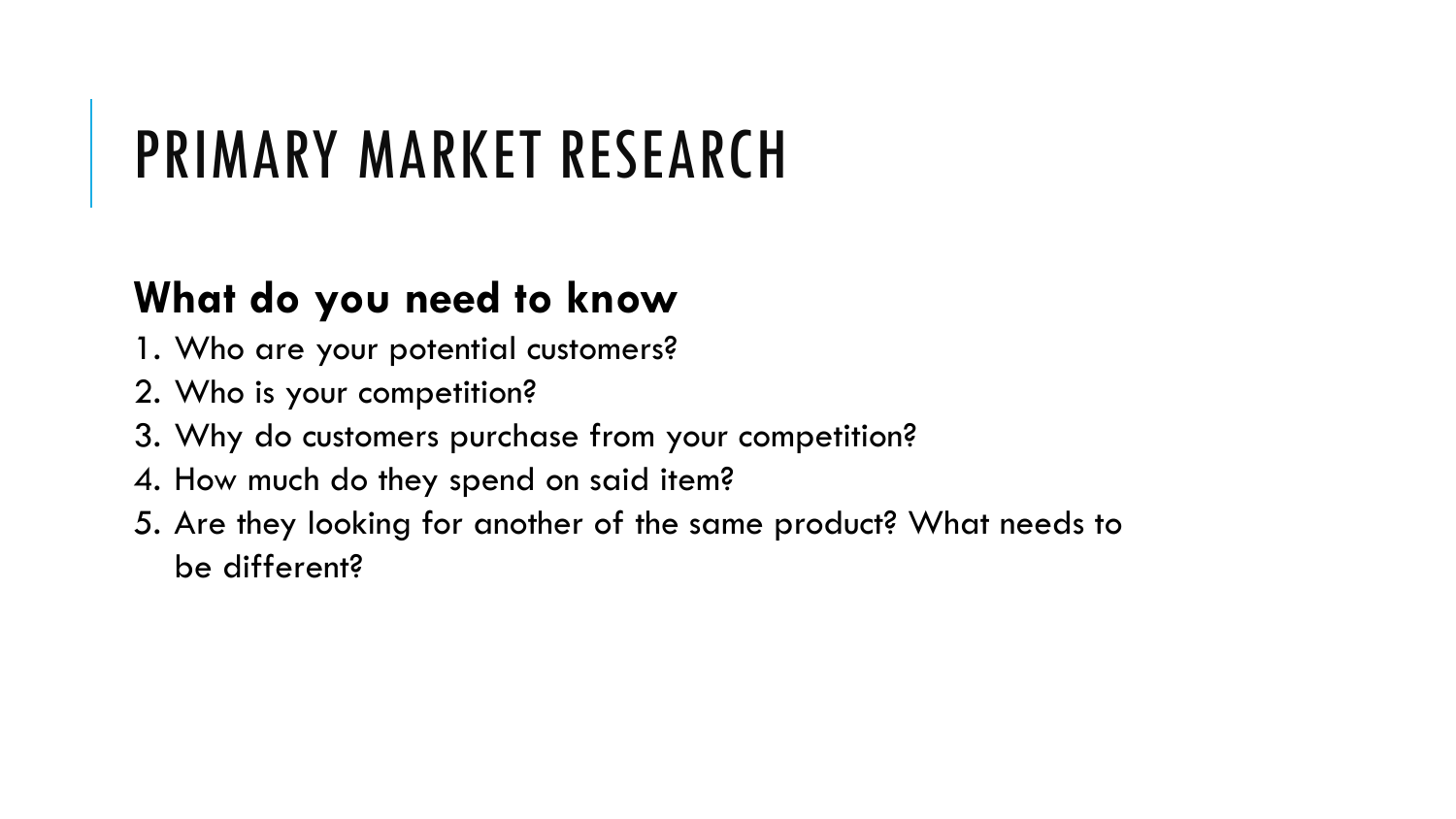# PRIMARY MARKET RESEARCH

**What do you need to know**

1. Who are your potential customers?
2. Who is your competition?
3. Why do customers purchase from your competition?
4. How much do they spend on said item?
5. Are they looking for another of the same product? What needs to be different?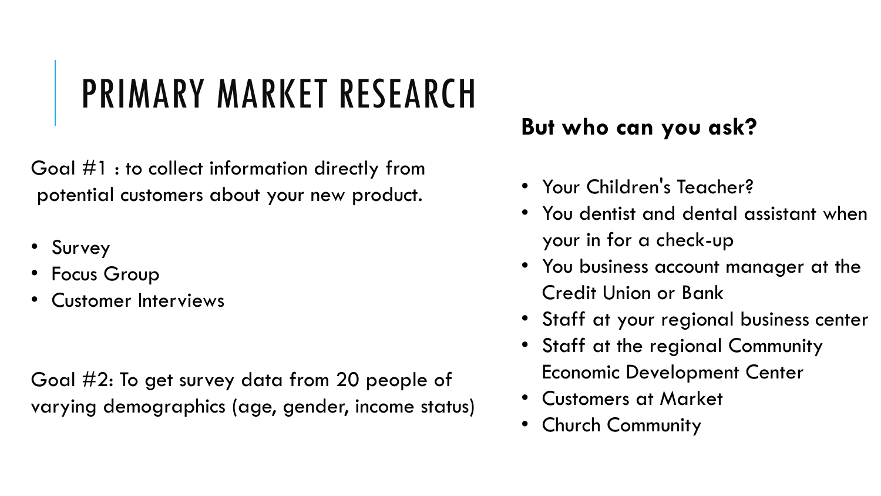# PRIMARY MARKET RESEARCH

Goal #1 : to collect information directly from potential customers about your new product.

- Survey
- Focus Group
- Customer Interviews

Goal #2: To get survey data from 20 people of varying demographics (age, gender, income status)

**But who can you ask?**

- Your Children's Teacher?
- You dentist and dental assistant when your in for a check-up
- You business account manager at the Credit Union or Bank
- Staff at your regional business center
- Staff at the regional Community Economic Development Center
- Customers at Market
- Church Community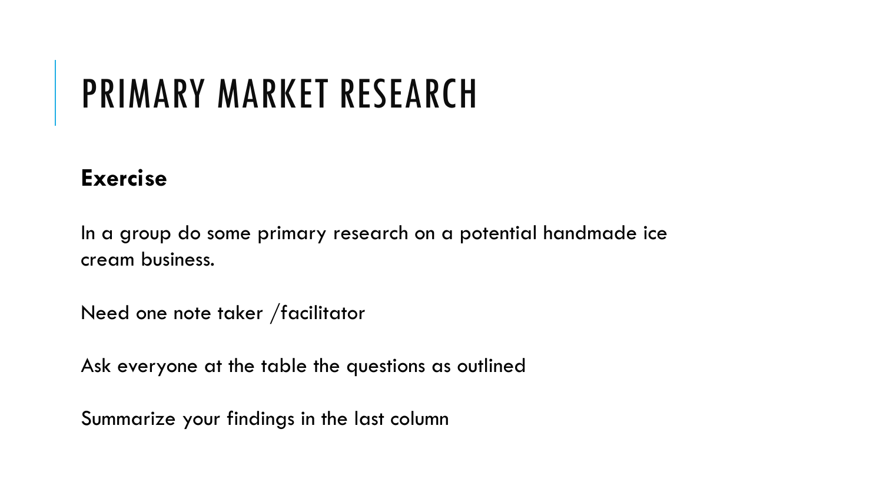# PRIMARY MARKET RESEARCH

**Exercise**

In a group do some primary research on a potential handmade ice cream business.

Need one note taker /facilitator

Ask everyone at the table the questions as outlined

Summarize your findings in the last column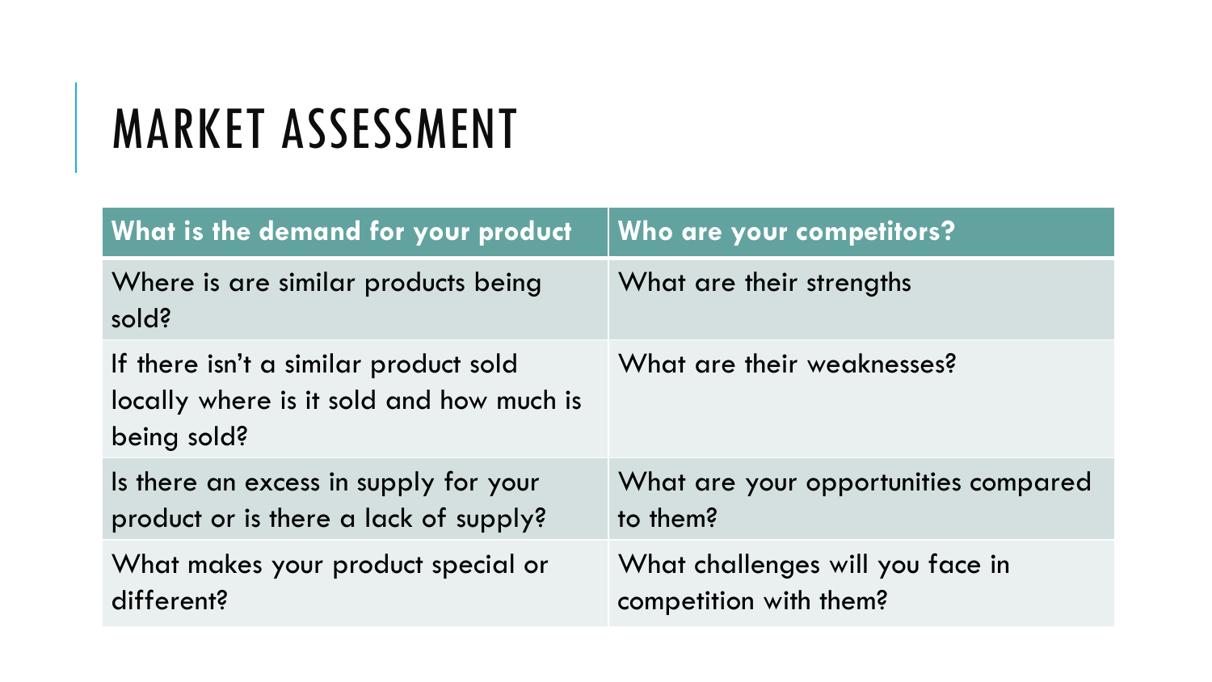# MARKET ASSESSMENT

| **What is the demand for your product** | **Who are your competitors?** |
|---|---|
| Where is are similar products being sold? | What are their strengths |
| If there isn't a similar product sold locally where is it sold and how much is being sold? | What are their weaknesses? |
| Is there an excess in supply for your product or is there a lack of supply? | What are your opportunities compared to them? |
| What makes your product special or different? | What challenges will you face in competition with them? |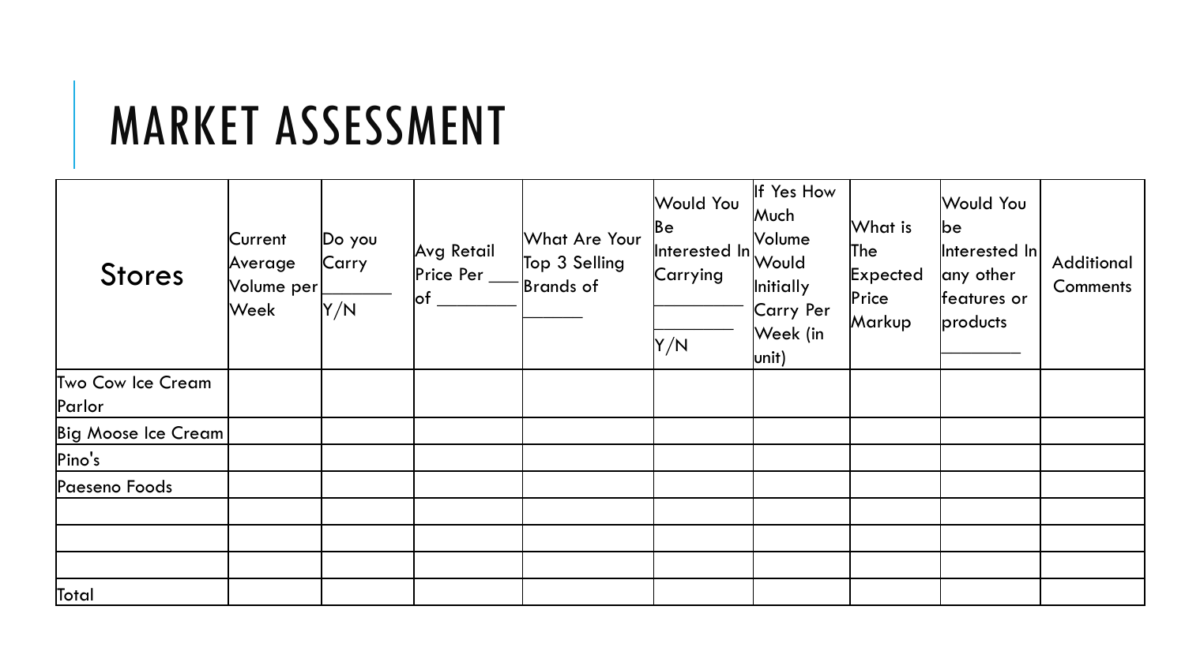# MARKET ASSESSMENT

| Stores | Current Average Volume per Week | Do you Carry _______ Y/N | Avg Retail Price Per ___ of ________ | What Are Your Top 3 Selling Brands of ______ | Would You Be Interested In Carrying __________ _________ Y/N | If Yes How Much Volume Would Initially Carry Per Week (in unit) | What is The Expected Price Markup | Would You be Interested In any other features or products ________ | Additional Comments |
|---|---|---|---|---|---|---|---|---|---|
| Two Cow Ice Cream Parlor | | | | | | | | | |
| Big Moose Ice Cream | | | | | | | | | |
| Pino's | | | | | | | | | |
| Paeseno Foods | | | | | | | | | |
| | | | | | | | | | |
| | | | | | | | | | |
| | | | | | | | | | |
| Total | | | | | | | | | |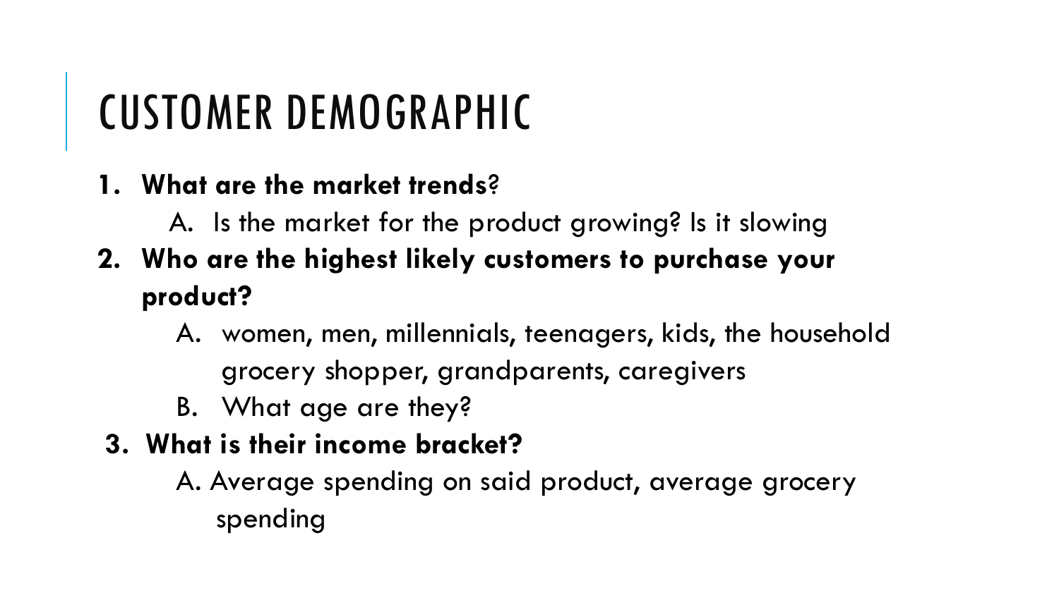# CUSTOMER DEMOGRAPHIC

1. **What are the market trends**?
   A. Is the market for the product growing? Is it slowing
2. **Who are the highest likely customers to purchase your product?**
   A. women, men, millennials, teenagers, kids, the household grocery shopper, grandparents, caregivers
   B. What age are they?
3. **What is their income bracket?**
   A. Average spending on said product, average grocery spending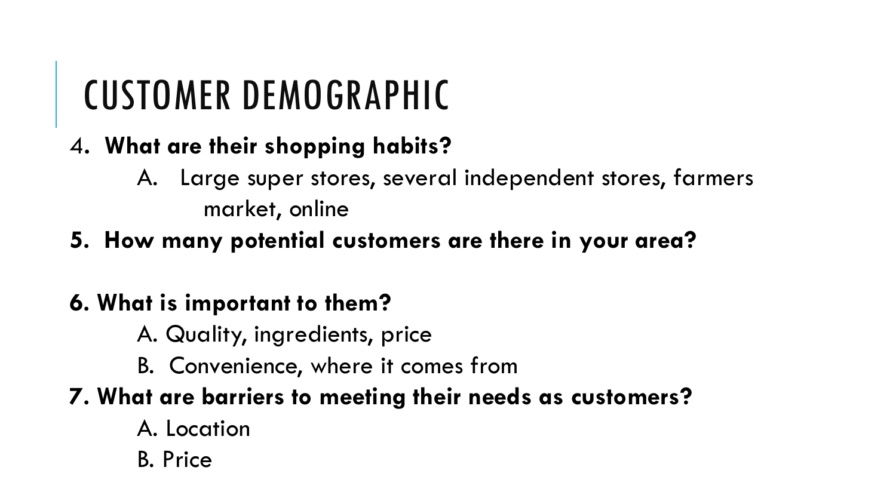# CUSTOMER DEMOGRAPHIC

4. **What are their shopping habits?**
   A. Large super stores, several independent stores, farmers market, online

5. **How many potential customers are there in your area?**

6. **What is important to them?**
   A. Quality, ingredients, price
   B. Convenience, where it comes from

7. **What are barriers to meeting their needs as customers?**
   A. Location
   B. Price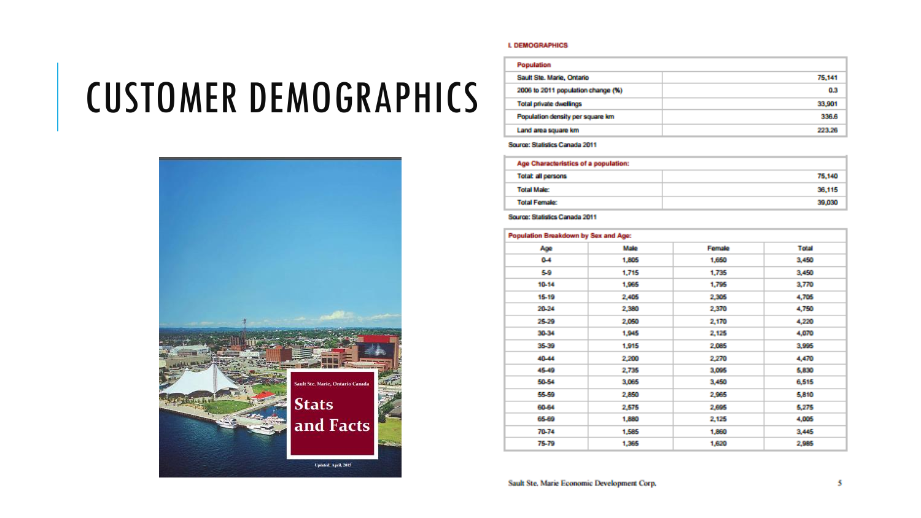# CUSTOMER DEMOGRAPHICS

Sault Ste. Marie, Ontario Canada

**Stats and Facts**

Updated: April, 2015

## I. DEMOGRAPHICS

| Population | |
|---|---|
| Sault Ste. Marie, Ontario | 75,141 |
| 2006 to 2011 population change (%) | 0.3 |
| Total private dwellings | 33,901 |
| Population density per square km | 336.6 |
| Land area square km | 223.26 |

Source: Statistics Canada 2011

| Age Characteristics of a population: | |
|---|---|
| Total: all persons | 75,140 |
| Total Male: | 36,115 |
| Total Female: | 39,030 |

Source: Statistics Canada 2011

**Population Breakdown by Sex and Age:**

| Age | Male | Female | Total |
|---|---|---|---|
| 0-4 | 1,805 | 1,650 | 3,450 |
| 5-9 | 1,715 | 1,735 | 3,450 |
| 10-14 | 1,965 | 1,795 | 3,770 |
| 15-19 | 2,405 | 2,305 | 4,705 |
| 20-24 | 2,380 | 2,370 | 4,750 |
| 25-29 | 2,050 | 2,170 | 4,220 |
| 30-34 | 1,945 | 2,125 | 4,070 |
| 35-39 | 1,915 | 2,085 | 3,995 |
| 40-44 | 2,200 | 2,270 | 4,470 |
| 45-49 | 2,735 | 3,095 | 5,830 |
| 50-54 | 3,065 | 3,450 | 6,515 |
| 55-59 | 2,850 | 2,965 | 5,810 |
| 60-64 | 2,575 | 2,695 | 5,275 |
| 65-69 | 1,880 | 2,125 | 4,005 |
| 70-74 | 1,585 | 1,860 | 3,445 |
| 75-79 | 1,365 | 1,620 | 2,985 |

Sault Ste. Marie Economic Development Corp.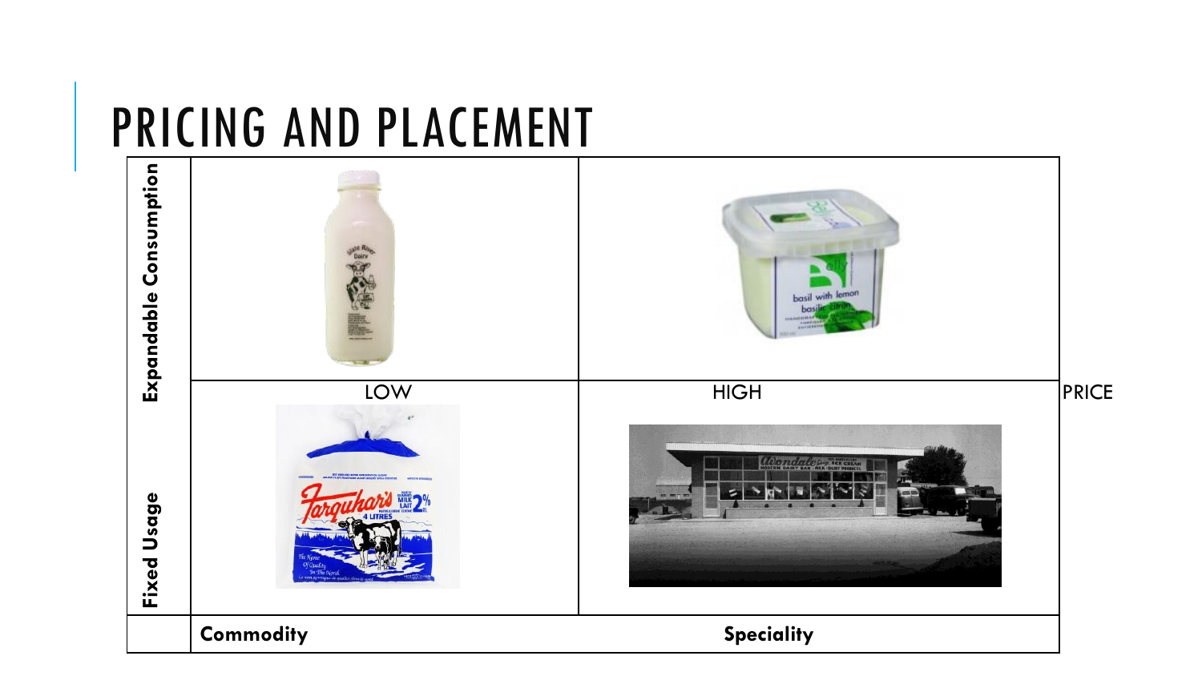# PRICING AND PLACEMENT

| | | | |
|---|---|---|---|
| **Expandable Consumption** | | | |
| | LOW | HIGH | PRICE |
| **Fixed Usage** | | | |
| | **Commodity** | **Speciality** | |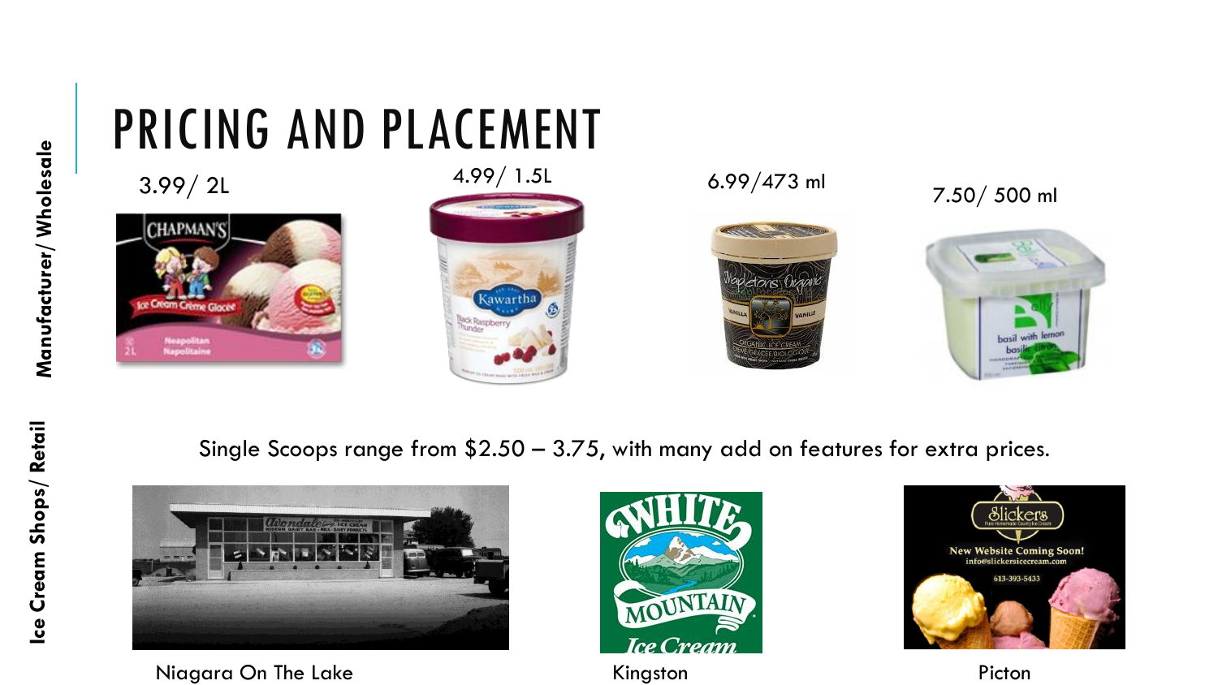# PRICING AND PLACEMENT

**Manufacturer/ Wholesale**

3.99/ 2L

4.99/ 1.5L

6.99/473 ml

7.50/ 500 ml

**Ice Cream Shops/ Retail**

Single Scoops range from $2.50 – 3.75, with many add on features for extra prices.

Niagara On The Lake

Kingston

Picton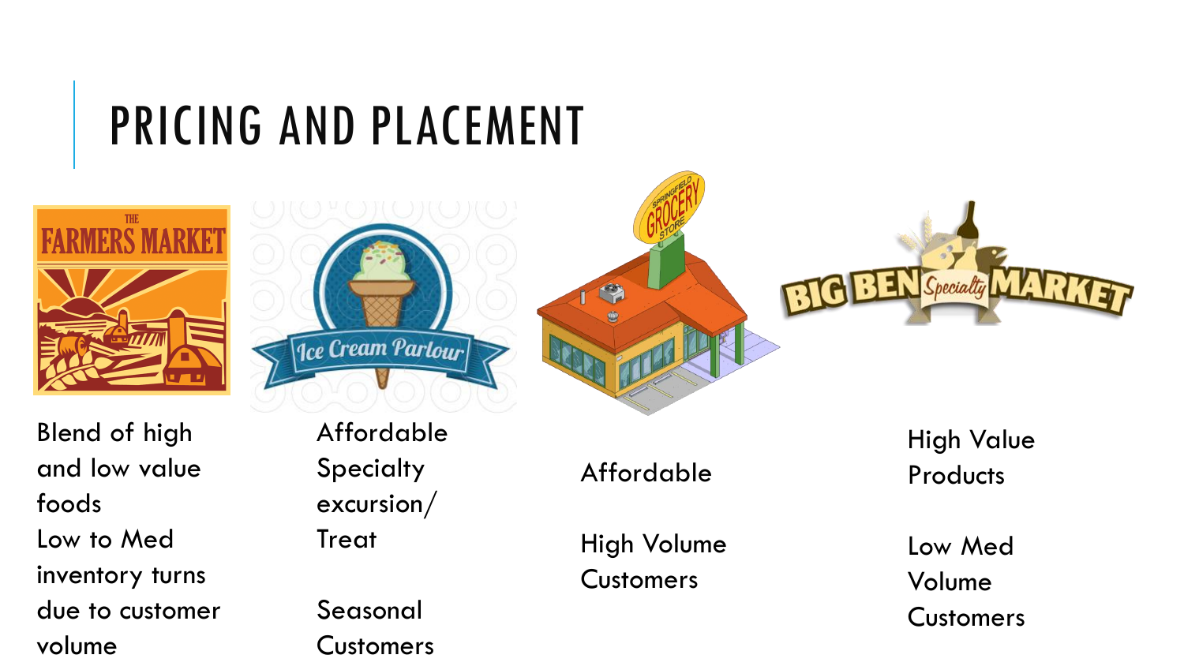# PRICING AND PLACEMENT

Blend of high and low value foods
Low to Med inventory turns due to customer volume

Affordable Specialty excursion/ Treat

Seasonal Customers

Affordable

High Volume Customers

High Value Products

Low Med Volume Customers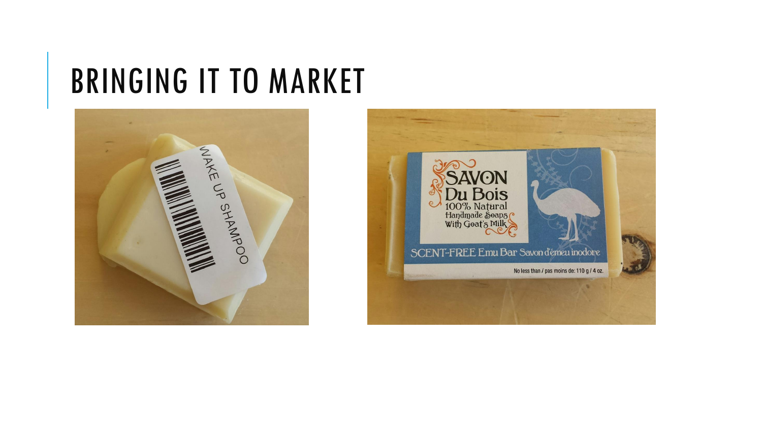# BRINGING IT TO MARKET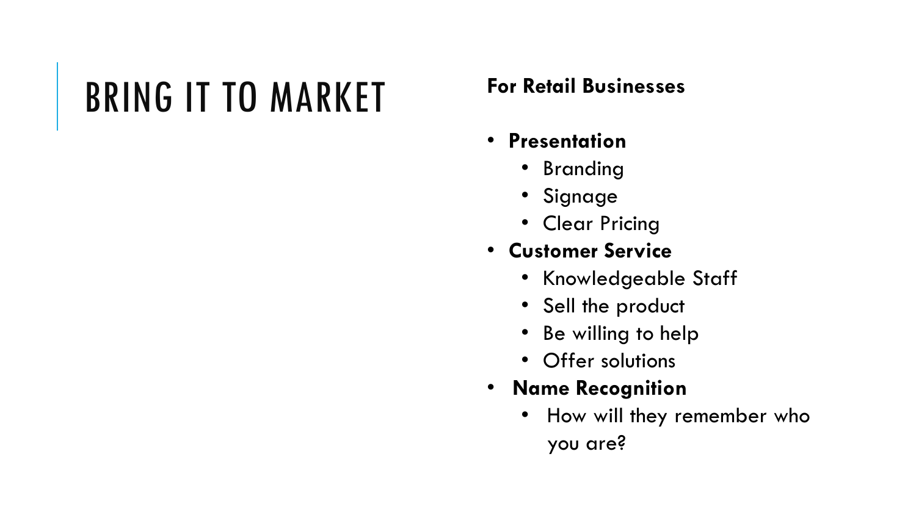# BRING IT TO MARKET

**For Retail Businesses**

- **Presentation**
  - Branding
  - Signage
  - Clear Pricing
- **Customer Service**
  - Knowledgeable Staff
  - Sell the product
  - Be willing to help
  - Offer solutions
- **Name Recognition**
  - How will they remember who you are?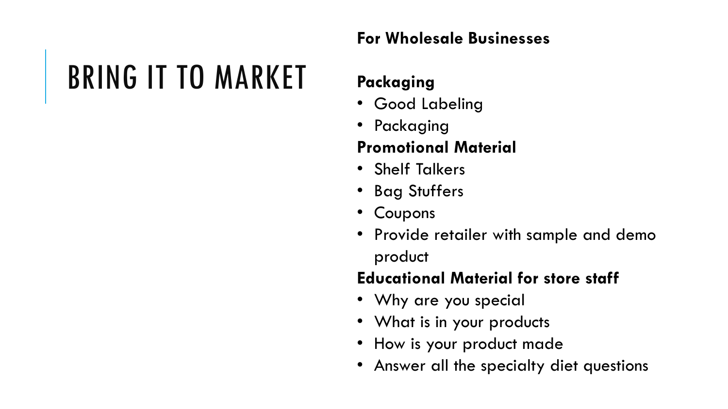# BRING IT TO MARKET

**For Wholesale Businesses**

**Packaging**

- Good Labeling
- Packaging

**Promotional Material**

- Shelf Talkers
- Bag Stuffers
- Coupons
- Provide retailer with sample and demo product

**Educational Material for store staff**

- Why are you special
- What is in your products
- How is your product made
- Answer all the specialty diet questions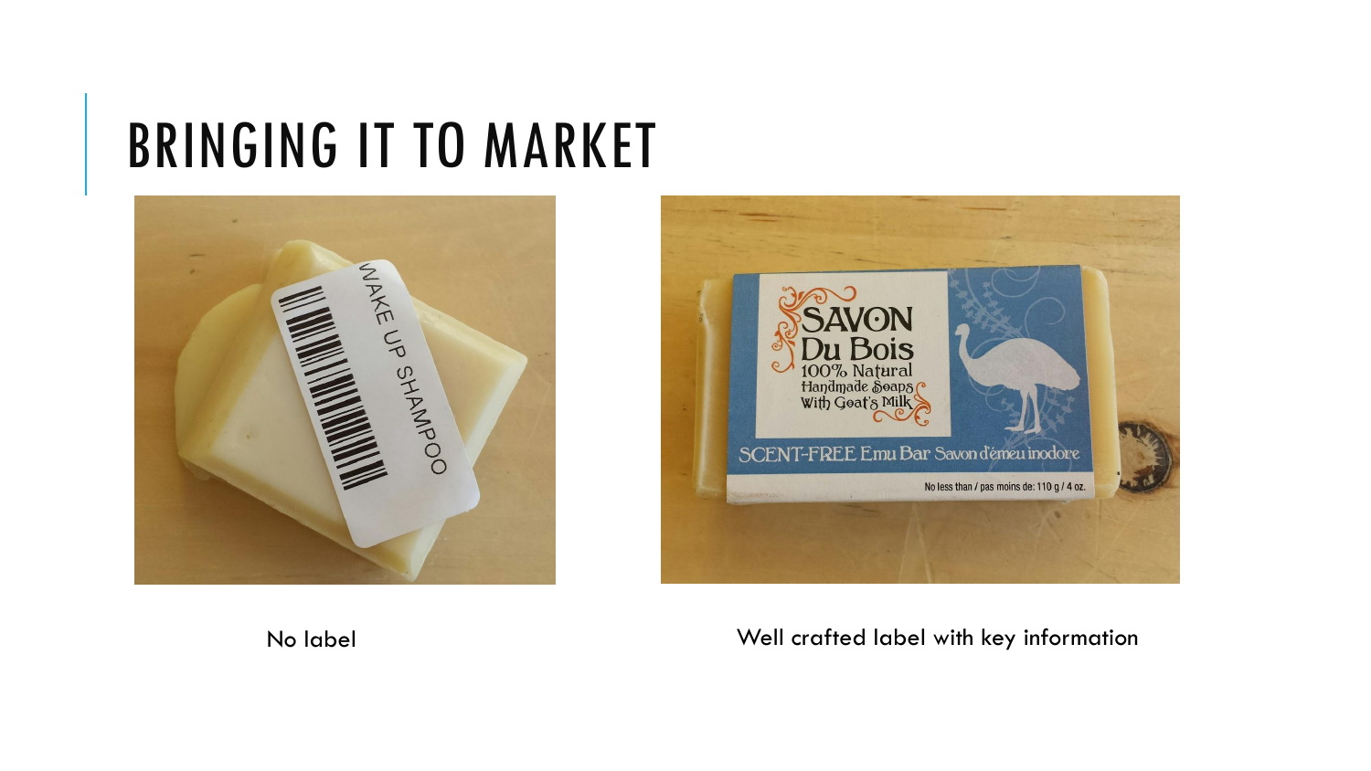# BRINGING IT TO MARKET

No label

Well crafted label with key information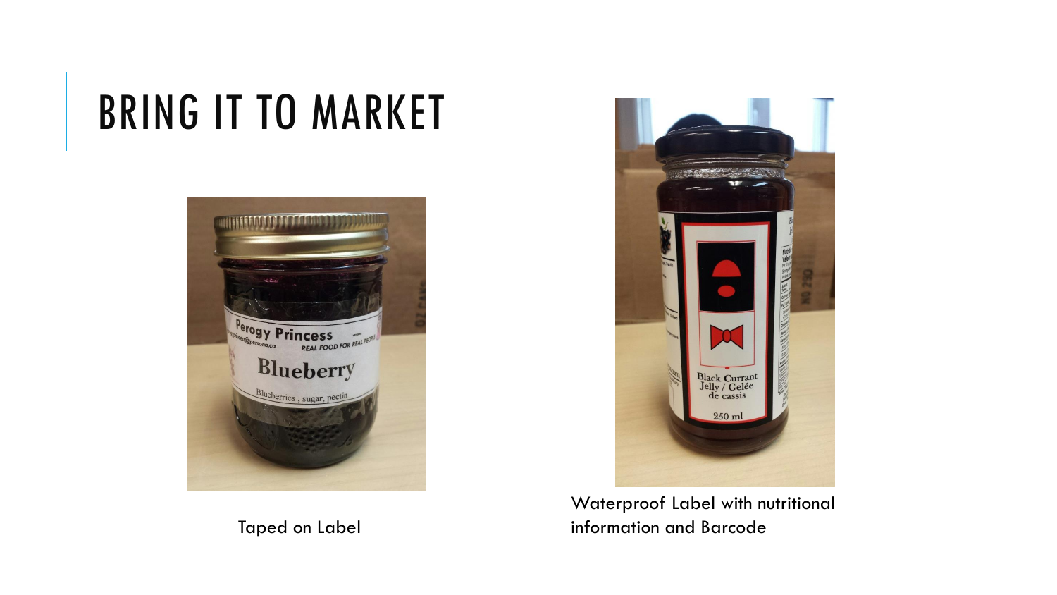# BRING IT TO MARKET

Taped on Label

Waterproof Label with nutritional information and Barcode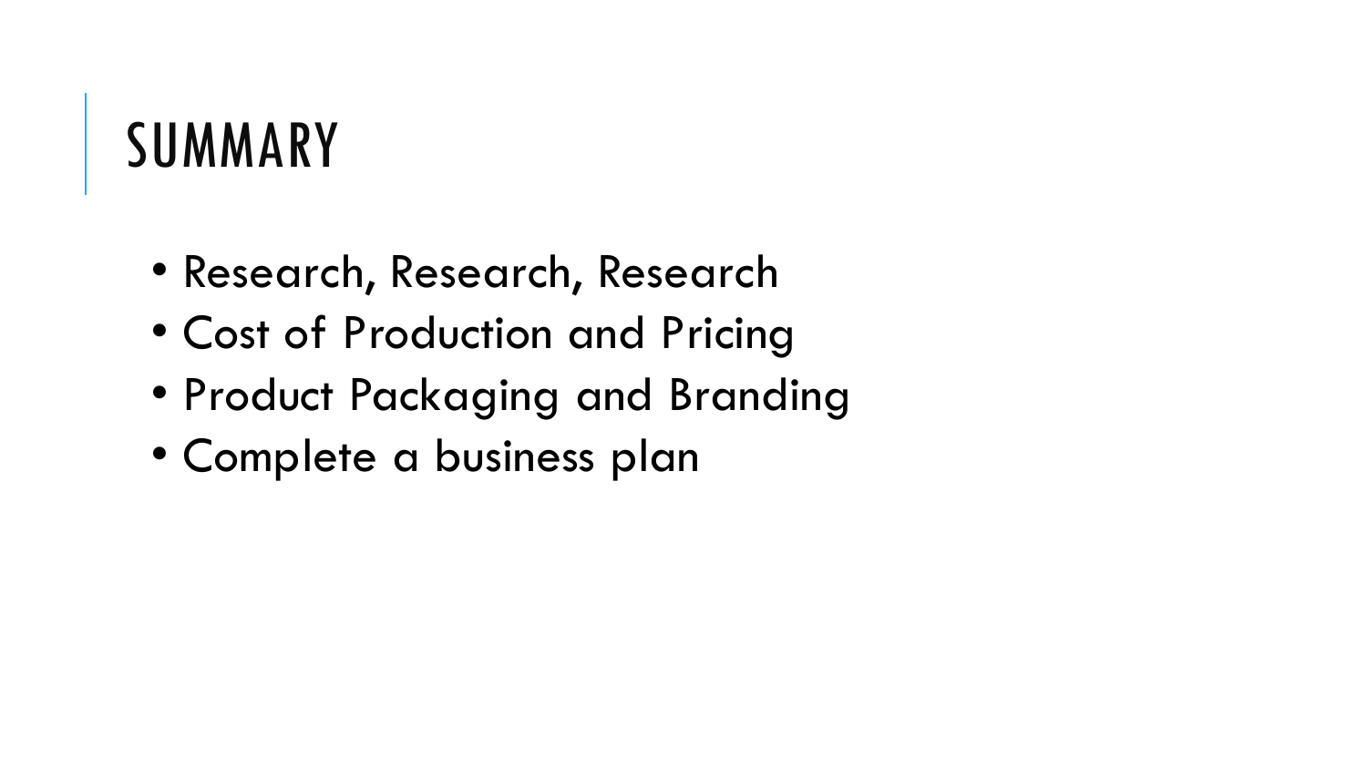# SUMMARY

- Research, Research, Research
- Cost of Production and Pricing
- Product Packaging and Branding
- Complete a business plan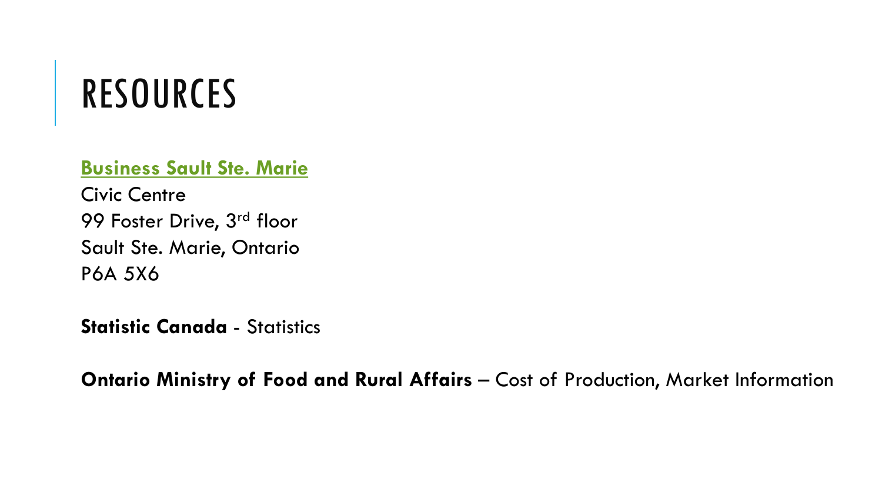# RESOURCES

**Business Sault Ste. Marie**
Civic Centre
99 Foster Drive, 3rd floor
Sault Ste. Marie, Ontario
P6A 5X6

**Statistic Canada** - Statistics

**Ontario Ministry of Food and Rural Affairs** – Cost of Production, Market Information